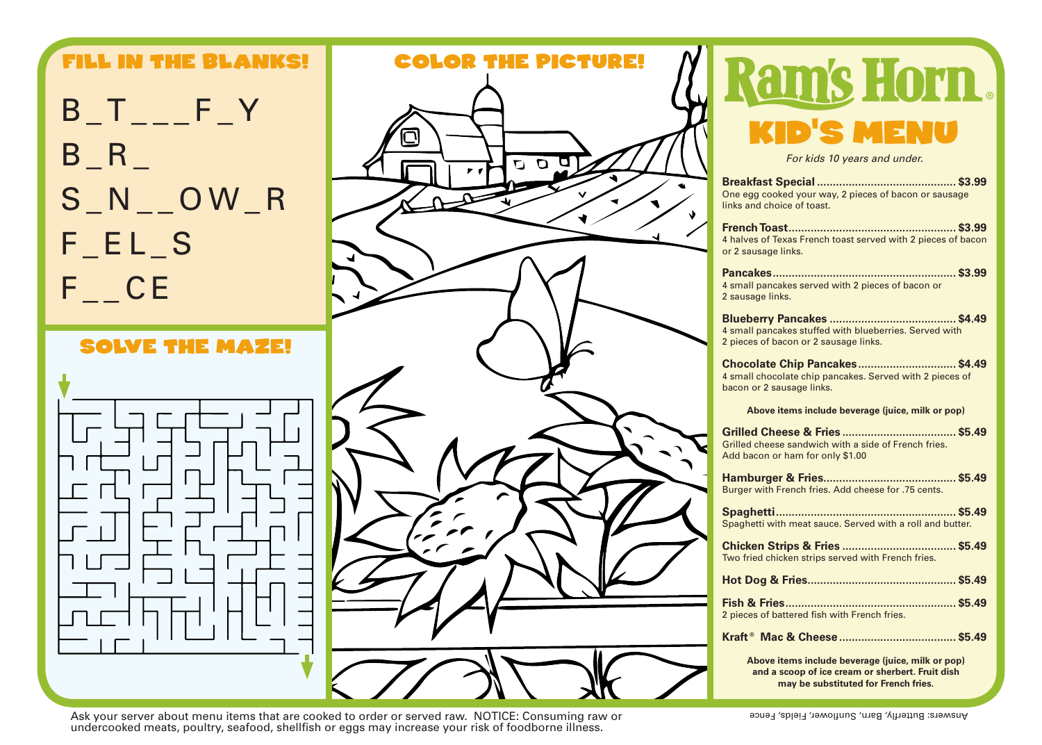## FILL IN THE BLANKS!

B_T___F_Y

B_R_

S_N__OW_R

F_EL_S

F__CE

## SOLVE THE MAZE!

## COLOR THE PICTURE!

# Ram's Horn®

## KID'S MENU

*For kids 10 years and under.*

**Breakfast Special** ............................................ **$3.99**
One egg cooked your way, 2 pieces of bacon or sausage links and choice of toast.

**French Toast** .................................................... **$3.99**
4 halves of Texas French toast served with 2 pieces of bacon or 2 sausage links.

**Pancakes** ......................................................... **$3.99**
4 small pancakes served with 2 pieces of bacon or 2 sausage links.

**Blueberry Pancakes** ........................................ **$4.49**
4 small pancakes stuffed with blueberries. Served with 2 pieces of bacon or 2 sausage links.

**Chocolate Chip Pancakes** ............................... **$4.49**
4 small chocolate chip pancakes. Served with 2 pieces of bacon or 2 sausage links.

**Above items include beverage (juice, milk or pop)**

**Grilled Cheese & Fries** .................................... **$5.49**
Grilled cheese sandwich with a side of French fries. Add bacon or ham for only $1.00

**Hamburger & Fries** .......................................... **$5.49**
Burger with French fries. Add cheese for .75 cents.

**Spaghetti** ......................................................... **$5.49**
Spaghetti with meat sauce. Served with a roll and butter.

**Chicken Strips & Fries** .................................... **$5.49**
Two fried chicken strips served with French fries.

**Hot Dog & Fries** ............................................... **$5.49**

**Fish & Fries** ...................................................... **$5.49**
2 pieces of battered fish with French fries.

**Kraft® Mac & Cheese** ..................................... **$5.49**

**Above items include beverage (juice, milk or pop) and a scoop of ice cream or sherbert. Fruit dish may be substituted for French fries.**

Ask your server about menu items that are cooked to order or served raw. NOTICE: Consuming raw or undercooked meats, poultry, seafood, shellfish or eggs may increase your risk of foodborne illness.

Answers: Butterfly, Barn, Sunflower, Fields, Fence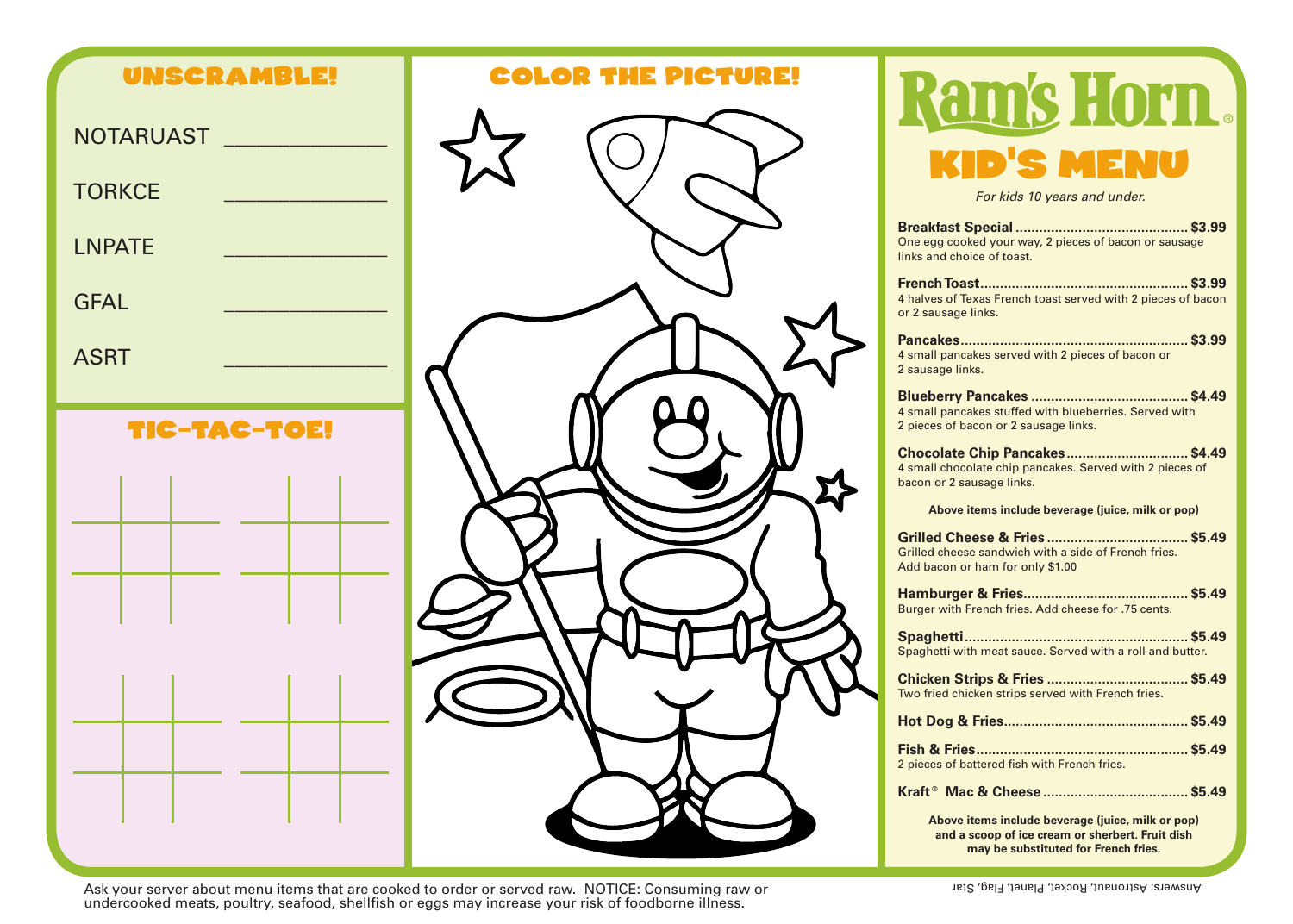## UNSCRAMBLE!

NOTARUAST ______________

TORKCE ______________

LNPATE ______________

GFAL ______________

ASRT ______________

## TIC-TAC-TOE!

## COLOR THE PICTURE!

# Ram's Horn®

## KID'S MENU

*For kids 10 years and under.*

**Breakfast Special** ............................................ **$3.99**
One egg cooked your way, 2 pieces of bacon or sausage links and choice of toast.

**French Toast** .................................................... **$3.99**
4 halves of Texas French toast served with 2 pieces of bacon or 2 sausage links.

**Pancakes** ......................................................... **$3.99**
4 small pancakes served with 2 pieces of bacon or 2 sausage links.

**Blueberry Pancakes** ........................................ **$4.49**
4 small pancakes stuffed with blueberries. Served with 2 pieces of bacon or 2 sausage links.

**Chocolate Chip Pancakes** ............................... **$4.49**
4 small chocolate chip pancakes. Served with 2 pieces of bacon or 2 sausage links.

**Above items include beverage (juice, milk or pop)**

**Grilled Cheese & Fries** .................................... **$5.49**
Grilled cheese sandwich with a side of French fries. Add bacon or ham for only $1.00

**Hamburger & Fries** .......................................... **$5.49**
Burger with French fries. Add cheese for .75 cents.

**Spaghetti** ......................................................... **$5.49**
Spaghetti with meat sauce. Served with a roll and butter.

**Chicken Strips & Fries** .................................... **$5.49**
Two fried chicken strips served with French fries.

**Hot Dog & Fries** ............................................... **$5.49**

**Fish & Fries** ..................................................... **$5.49**
2 pieces of battered fish with French fries.

**Kraft® Mac & Cheese** ..................................... **$5.49**

**Above items include beverage (juice, milk or pop) and a scoop of ice cream or sherbert. Fruit dish may be substituted for French fries.**

Ask your server about menu items that are cooked to order or served raw. NOTICE: Consuming raw or undercooked meats, poultry, seafood, shellfish or eggs may increase your risk of foodborne illness.

Answers: Astronaut, Rocket, Planet, Flag, Star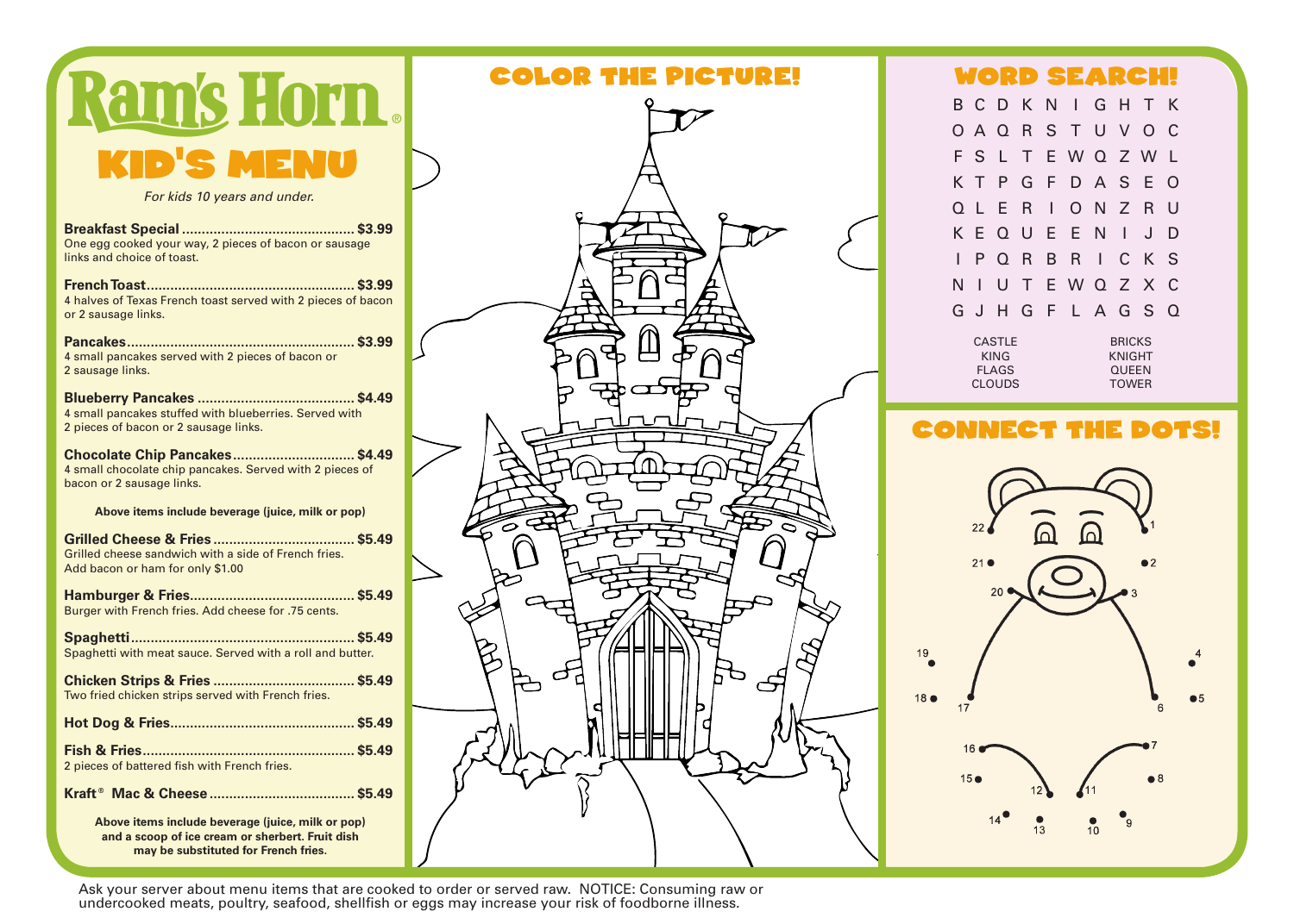# Ram's Horn®

## KID'S MENU

*For kids 10 years and under.*

**Breakfast Special** ........................................... **$3.99**
One egg cooked your way, 2 pieces of bacon or sausage links and choice of toast.

**French Toast** .................................................... **$3.99**
4 halves of Texas French toast served with 2 pieces of bacon or 2 sausage links.

**Pancakes** .......................................................... **$3.99**
4 small pancakes served with 2 pieces of bacon or 2 sausage links.

**Blueberry Pancakes** ....................................... **$4.49**
4 small pancakes stuffed with blueberries. Served with 2 pieces of bacon or 2 sausage links.

**Chocolate Chip Pancakes** .............................. **$4.49**
4 small chocolate chip pancakes. Served with 2 pieces of bacon or 2 sausage links.

**Above items include beverage (juice, milk or pop)**

**Grilled Cheese & Fries** ................................... **$5.49**
Grilled cheese sandwich with a side of French fries. Add bacon or ham for only $1.00

**Hamburger & Fries** ......................................... **$5.49**
Burger with French fries. Add cheese for .75 cents.

**Spaghetti** ......................................................... **$5.49**
Spaghetti with meat sauce. Served with a roll and butter.

**Chicken Strips & Fries** ................................... **$5.49**
Two fried chicken strips served with French fries.

**Hot Dog & Fries** .............................................. **$5.49**

**Fish & Fries** ..................................................... **$5.49**
2 pieces of battered fish with French fries.

**Kraft® Mac & Cheese** .................................... **$5.49**

**Above items include beverage (juice, milk or pop) and a scoop of ice cream or sherbert. Fruit dish may be substituted for French fries.**

## COLOR THE PICTURE!

## WORD SEARCH!

```
B C D K N I G H T K
O A Q R S T U V O C
F S L T E W Q Z W L
K T P G F D A S E O
Q L E R I O N Z R U
K E Q U E E N I J D
I P Q R B R I C K S
N I U T E W Q Z X C
G J H G F L A G S Q
```

| | |
|---|---|
| CASTLE | BRICKS |
| KING | KNIGHT |
| FLAGS | QUEEN |
| CLOUDS | TOWER |

## CONNECT THE DOTS!

Ask your server about menu items that are cooked to order or served raw. NOTICE: Consuming raw or undercooked meats, poultry, seafood, shellfish or eggs may increase your risk of foodborne illness.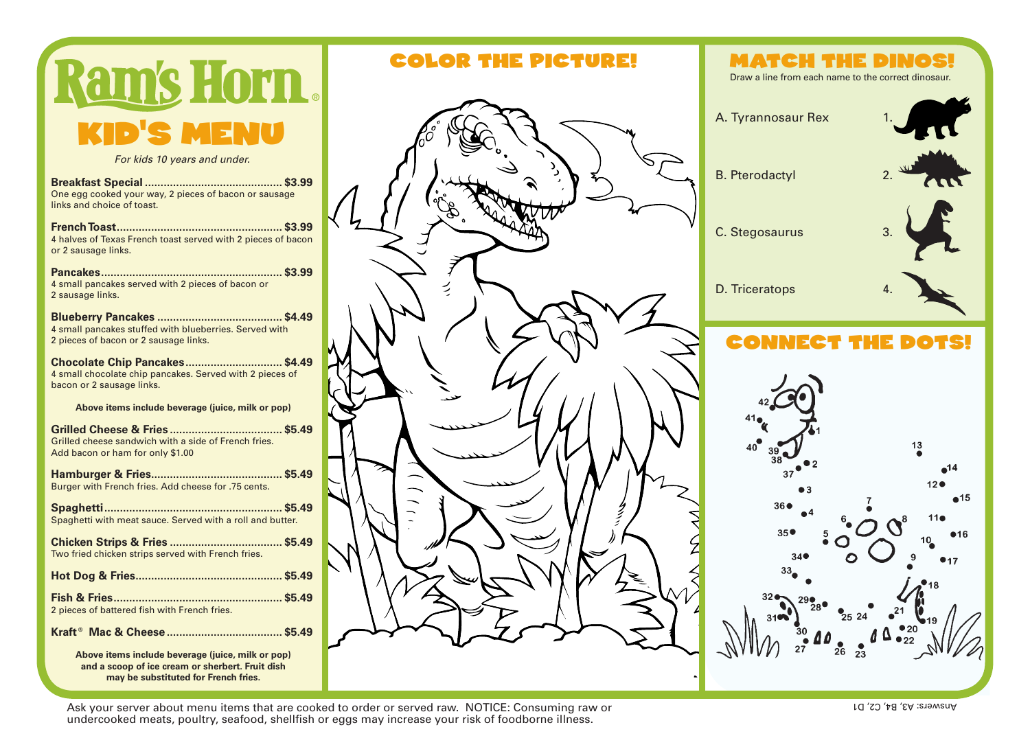# Ram's Horn®

## KID'S MENU

*For kids 10 years and under.*

**Breakfast Special** ........................................... **$3.99**
One egg cooked your way, 2 pieces of bacon or sausage links and choice of toast.

**French Toast**.................................................... **$3.99**
4 halves of Texas French toast served with 2 pieces of bacon or 2 sausage links.

**Pancakes**......................................................... **$3.99**
4 small pancakes served with 2 pieces of bacon or 2 sausage links.

**Blueberry Pancakes** ....................................... **$4.49**
4 small pancakes stuffed with blueberries. Served with 2 pieces of bacon or 2 sausage links.

**Chocolate Chip Pancakes**............................... **$4.49**
4 small chocolate chip pancakes. Served with 2 pieces of bacon or 2 sausage links.

**Above items include beverage (juice, milk or pop)**

**Grilled Cheese & Fries**................................... **$5.49**
Grilled cheese sandwich with a side of French fries. Add bacon or ham for only $1.00

**Hamburger & Fries**.......................................... **$5.49**
Burger with French fries. Add cheese for .75 cents.

**Spaghetti**......................................................... **$5.49**
Spaghetti with meat sauce. Served with a roll and butter.

**Chicken Strips & Fries** ................................... **$5.49**
Two fried chicken strips served with French fries.

**Hot Dog & Fries**.............................................. **$5.49**

**Fish & Fries**..................................................... **$5.49**
2 pieces of battered fish with French fries.

**Kraft® Mac & Cheese** ..................................... **$5.49**

**Above items include beverage (juice, milk or pop) and a scoop of ice cream or sherbert. Fruit dish may be substituted for French fries.**

## COLOR THE PICTURE!

## MATCH THE DINOS!

Draw a line from each name to the correct dinosaur.

A. Tyrannosaur Rex — 1.

B. Pterodactyl — 2.

C. Stegosaurus — 3.

D. Triceratops — 4.

## CONNECT THE DOTS!

Ask your server about menu items that are cooked to order or served raw. NOTICE: Consuming raw or undercooked meats, poultry, seafood, shellfish or eggs may increase your risk of foodborne illness.

Answers: A3, B4, C2, D1